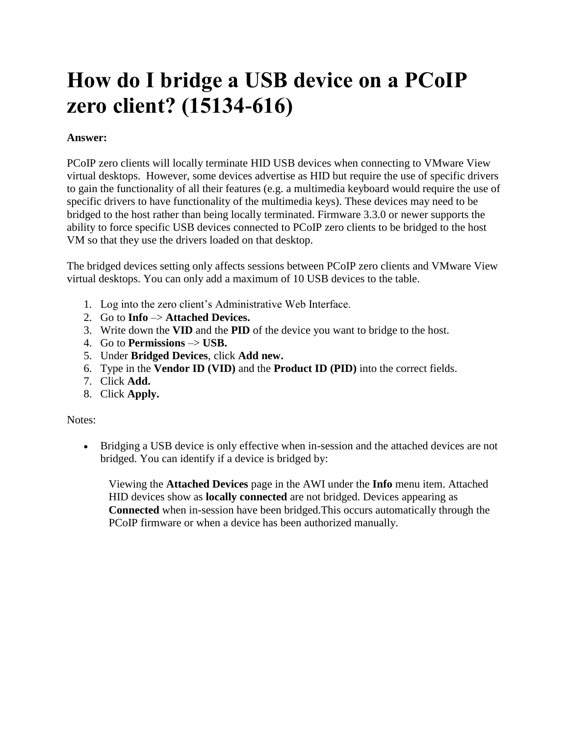# How do I bridge a USB device on a PCoIP zero client? (15134-616)

**Answer:**

PCoIP zero clients will locally terminate HID USB devices when connecting to VMware View virtual desktops. However, some devices advertise as HID but require the use of specific drivers to gain the functionality of all their features (e.g. a multimedia keyboard would require the use of specific drivers to have functionality of the multimedia keys). These devices may need to be bridged to the host rather than being locally terminated. Firmware 3.3.0 or newer supports the ability to force specific USB devices connected to PCoIP zero clients to be bridged to the host VM so that they use the drivers loaded on that desktop.

The bridged devices setting only affects sessions between PCoIP zero clients and VMware View virtual desktops. You can only add a maximum of 10 USB devices to the table.

1. Log into the zero client's Administrative Web Interface.
2. Go to **Info** –> **Attached Devices.**
3. Write down the **VID** and the **PID** of the device you want to bridge to the host.
4. Go to **Permissions** –> **USB.**
5. Under **Bridged Devices**, click **Add new.**
6. Type in the **Vendor ID (VID)** and the **Product ID (PID)** into the correct fields.
7. Click **Add.**
8. Click **Apply.**

Notes:

- Bridging a USB device is only effective when in-session and the attached devices are not bridged. You can identify if a device is bridged by:

  Viewing the **Attached Devices** page in the AWI under the **Info** menu item. Attached HID devices show as **locally connected** are not bridged. Devices appearing as **Connected** when in-session have been bridged.This occurs automatically through the PCoIP firmware or when a device has been authorized manually.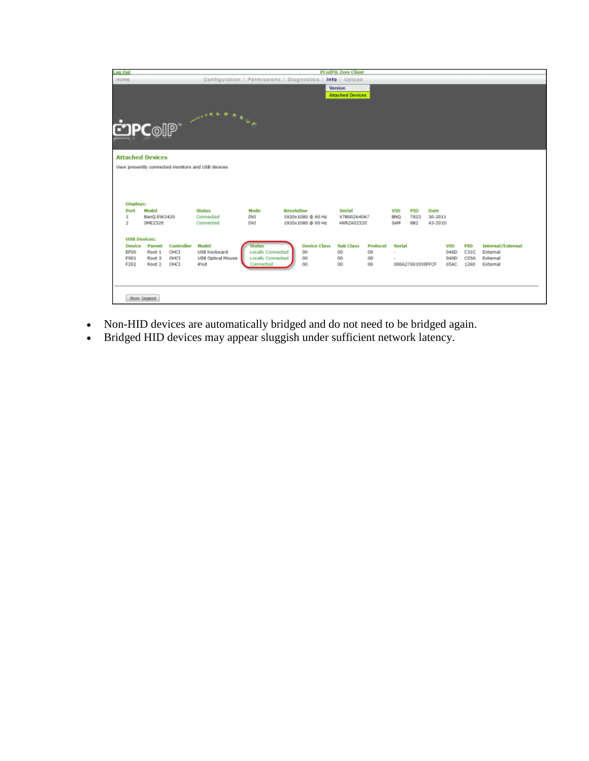Log Out

PCoIP® Zero Client

Home | Configuration / Permissions / Diagnostics / **Info** / Upload

Version

Attached Devices

PCoIP™

## Attached Devices

View presently connected monitors and USB devices

**Displays:**

| Port | Model | Status | Mode | Resolution | Serial | VID | PID | Date |
|---|---|---|---|---|---|---|---|---|
| 1 | BenQ EW2420 | Connected | DVI | 1920x1080 @ 60 Hz | V7B00264067 | BNQ | 7923 | 30-2011 |
| 2 | SME2320 | Connected | DVI | 1920x1080 @ 60 Hz | HVRZ402520 | SAM | 6B2 | 43-2010 |

**USB Devices:**

| Device | Parent | Controller | Model | Status | Device Class | Sub Class | Protocol | Serial | VID | PID | Internal/External |
|---|---|---|---|---|---|---|---|---|---|---|---|
| EF00 | Root 1 | OHCI | USB Keyboard | Locally Connected | 00 | 00 | 00 | - | 046D | C31C | External |
| F001 | Root 3 | OHCI | USB Optical Mouse | Locally Connected | 00 | 00 | 00 | - | 046D | C05A | External |
| F202 | Root 2 | OHCI | iPod | Connected | 00 | 00 | 00 | 000A27001950FFCF | 05AC | 1260 | External |

Show Legend

- Non-HID devices are automatically bridged and do not need to be bridged again.
- Bridged HID devices may appear sluggish under sufficient network latency.